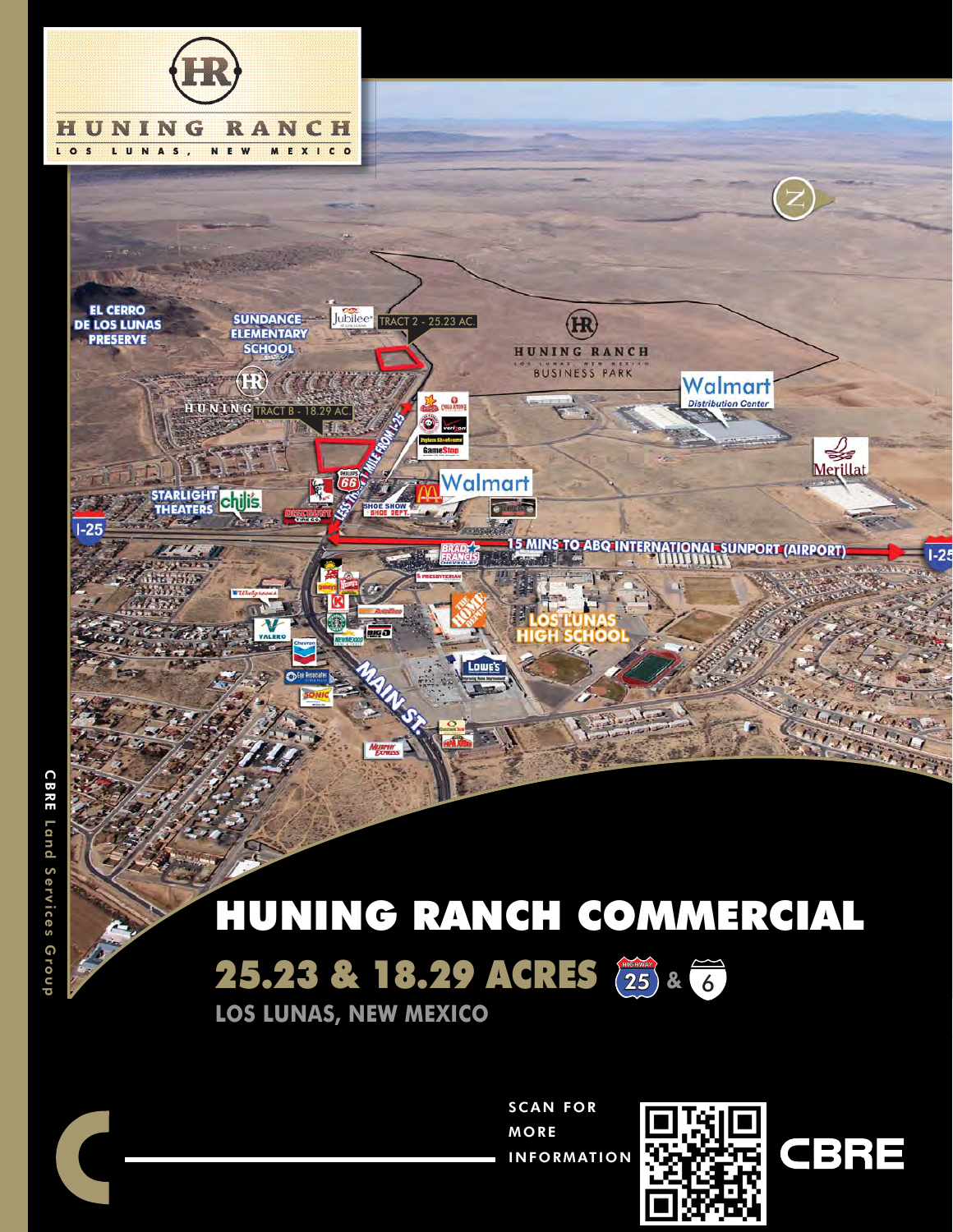# HUNING RANCH

LOS LUNAS, NEW MEXICO

EL CERRO DE LOS LUNAS PRESERVE

SUNDANCE ELEMENTARY SCHOOL

TRACT 2 - 25.23 AC.

HUNING RANCH LOS LUNAS, NEW MEXICO BUSINESS PARK

Walmart Distribution Center

TRACT B - 18.29 AC.

LESS THAN 1 MILE FROM I-25

STARLIGHT THEATERS

Walmart

Merillat

I-25

15 MINS TO ABQ INTERNATIONAL SUNPORT (AIRPORT)

LOS LUNAS HIGH SCHOOL

MAIN ST.

# HUNING RANCH COMMERCIAL

## 25.23 & 18.29 ACRES 25 & 6

### LOS LUNAS, NEW MEXICO

SCAN FOR MORE INFORMATION

CBRE

CBRE Land Services Group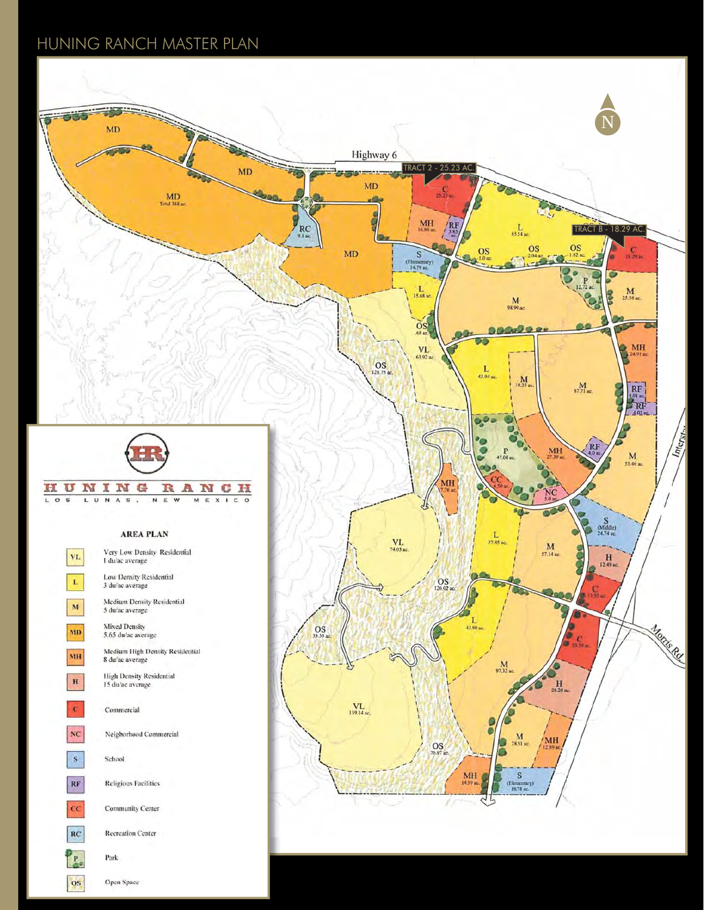# HUNING RANCH MASTER PLAN

Highway 6

TRACT 2 - 25.23 AC.

TRACT B - 18.29 AC.

Morris Rd.

N

## HUNING RANCH

LOS LUNAS, NEW MEXICO

### AREA PLAN

| Code | Description |
|---|---|
| VL | Very Low Density Residential 1 du/ac average |
| L | Low Density Residential 3 du/ac average |
| M | Medium Density Residential 5 du/ac average |
| MD | Mixed Density 5.65 du/ac average |
| MH | Medium High Density Residential 8 du/ac average |
| H | High Density Residential 15 du/ac average |
| C | Commercial |
| NC | Neighborhood Commercial |
| S | School |
| RF | Religious Facilities |
| CC | Community Center |
| RC | Recreation Center |
| P | Park |
| OS | Open Space |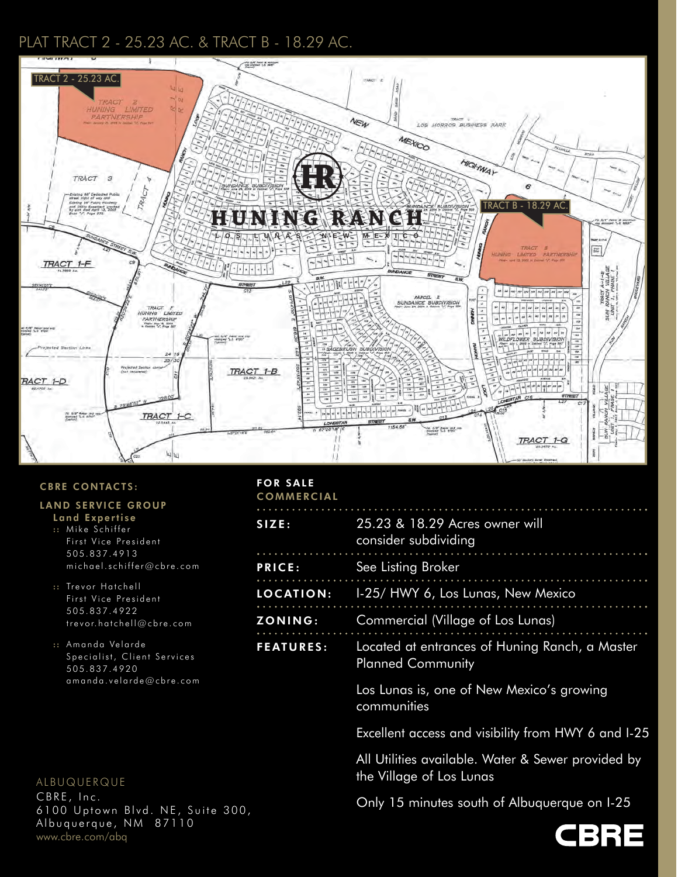# PLAT TRACT 2 - 25.23 AC. & TRACT B - 18.29 AC.

TRACT 2 - 25.23 AC.

TRACT B - 18.29 AC.

HUNING RANCH

LOS LUNAS, NEW MEXICO

**CBRE CONTACTS:**

**LAND SERVICE GROUP**

**Land Expertise**

:: Mike Schiffer
First Vice President
505.837.4913
michael.schiffer@cbre.com

:: Trevor Hatchell
First Vice President
505.837.4922
trevor.hatchell@cbre.com

:: Amanda Velarde
Specialist, Client Services
505.837.4920
amanda.velarde@cbre.com

ALBUQUERQUE
CBRE, Inc.
6100 Uptown Blvd. NE, Suite 300,
Albuquerque, NM 87110
www.cbre.com/abq

**FOR SALE**
**COMMERCIAL**

| | |
|---|---|
| **SIZE:** | 25.23 & 18.29 Acres owner will consider subdividing |
| **PRICE:** | See Listing Broker |
| **LOCATION:** | I-25/ HWY 6, Los Lunas, New Mexico |
| **ZONING:** | Commercial (Village of Los Lunas) |
| **FEATURES:** | Located at entrances of Huning Ranch, a Master Planned Community |
| | Los Lunas is, one of New Mexico's growing communities |
| | Excellent access and visibility from HWY 6 and I-25 |
| | All Utilities available. Water & Sewer provided by the Village of Los Lunas |
| | Only 15 minutes south of Albuquerque on I-25 |

CBRE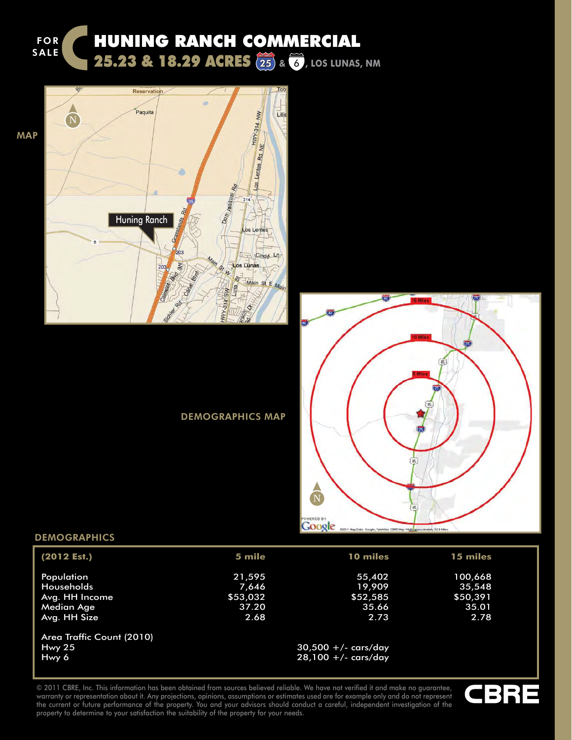FOR SALE

# HUNING RANCH COMMERCIAL

## 25.23 & 18.29 ACRES 25 & 6, LOS LUNAS, NM

MAP

DEMOGRAPHICS MAP

## DEMOGRAPHICS

| (2012 Est.) | 5 mile | 10 miles | 15 miles |
|---|---|---|---|
| Population | 21,595 | 55,402 | 100,668 |
| Households | 7,646 | 19,909 | 35,548 |
| Avg. HH Income | $53,032 | $52,585 | $50,391 |
| Median Age | 37.20 | 35.66 | 35.01 |
| Avg. HH Size | 2.68 | 2.73 | 2.78 |

Area Traffic Count (2010)

| | |
|---|---|
| Hwy 25 | 30,500 +/- cars/day |
| Hwy 6 | 28,100 +/- cars/day |

© 2011 CBRE, Inc. This information has been obtained from sources believed reliable. We have not verified it and make no guarantee, warranty or representation about it. Any projections, opinions, assumptions or estimates used are for example only and do not represent the current or future performance of the property. You and your advisors should conduct a careful, independent investigation of the property to determine to your satisfaction the suitability of the property for your needs.

CBRE